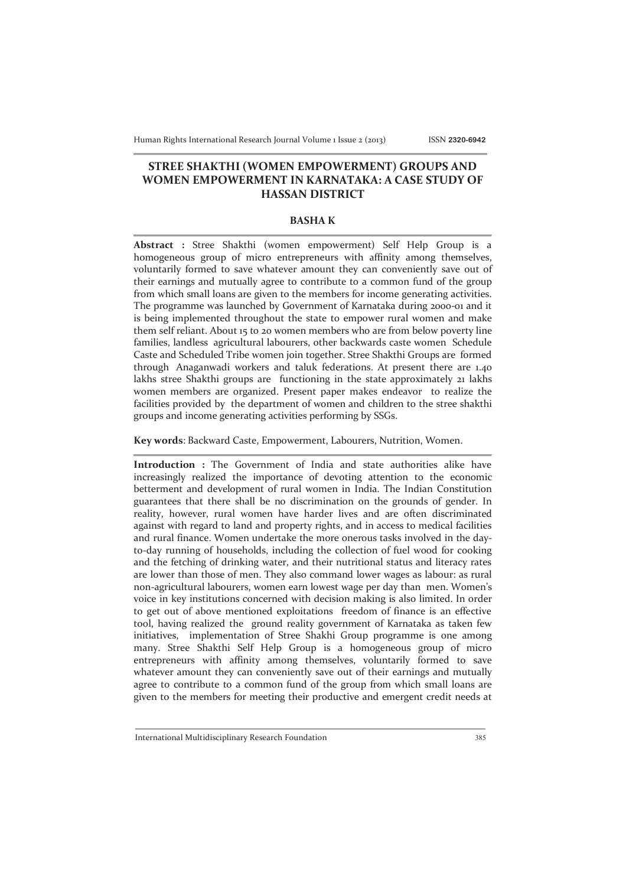# STREE SHAKTHI (WOMEN EMPOWERMENT) GROUPS AND WOMEN EMPOWERMENT IN KARNATAKA: A CASE STUDY OF HASSAN DISTRICT

**BASHA K**

**Abstract :** Stree Shakthi (women empowerment) Self Help Group is a homogeneous group of micro entrepreneurs with affinity among themselves, voluntarily formed to save whatever amount they can conveniently save out of their earnings and mutually agree to contribute to a common fund of the group from which small loans are given to the members for income generating activities. The programme was launched by Government of Karnataka during 2000-01 and it is being implemented throughout the state to empower rural women and make them self reliant. About 15 to 20 women members who are from below poverty line families, landless agricultural labourers, other backwards caste women Schedule Caste and Scheduled Tribe women join together. Stree Shakthi Groups are formed through Anaganwadi workers and taluk federations. At present there are 1.40 lakhs stree Shakthi groups are functioning in the state approximately 21 lakhs women members are organized. Present paper makes endeavor to realize the facilities provided by the department of women and children to the stree shakthi groups and income generating activities performing by SSGs.

**Key words**: Backward Caste, Empowerment, Labourers, Nutrition, Women.

**Introduction :** The Government of India and state authorities alike have increasingly realized the importance of devoting attention to the economic betterment and development of rural women in India. The Indian Constitution guarantees that there shall be no discrimination on the grounds of gender. In reality, however, rural women have harder lives and are often discriminated against with regard to land and property rights, and in access to medical facilities and rural finance. Women undertake the more onerous tasks involved in the day-to-day running of households, including the collection of fuel wood for cooking and the fetching of drinking water, and their nutritional status and literacy rates are lower than those of men. They also command lower wages as labour: as rural non-agricultural labourers, women earn lowest wage per day than men. Women's voice in key institutions concerned with decision making is also limited. In order to get out of above mentioned exploitations freedom of finance is an effective tool, having realized the ground reality government of Karnataka as taken few initiatives, implementation of Stree Shakhi Group programme is one among many. Stree Shakthi Self Help Group is a homogeneous group of micro entrepreneurs with affinity among themselves, voluntarily formed to save whatever amount they can conveniently save out of their earnings and mutually agree to contribute to a common fund of the group from which small loans are given to the members for meeting their productive and emergent credit needs at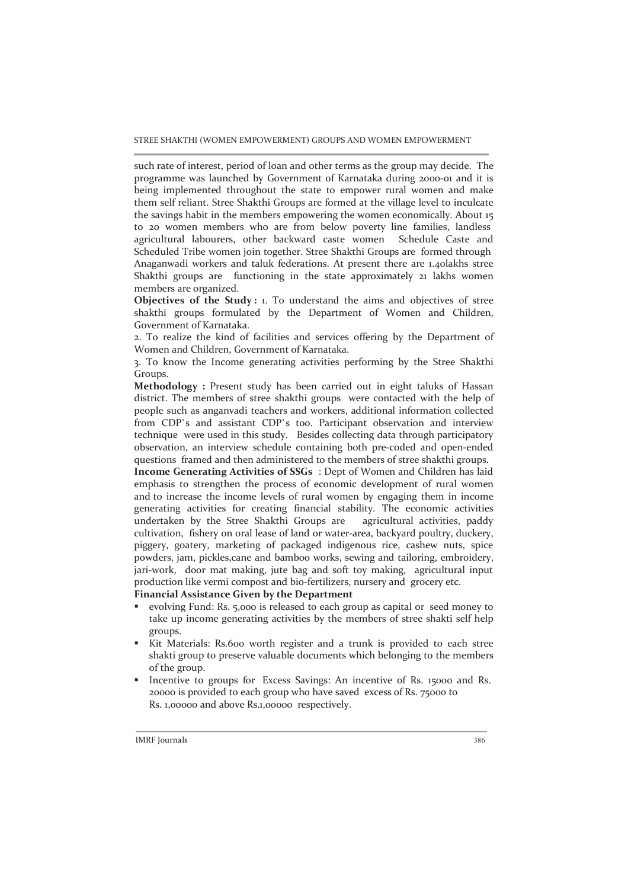such rate of interest, period of loan and other terms as the group may decide. The programme was launched by Government of Karnataka during 2000-01 and it is being implemented throughout the state to empower rural women and make them self reliant. Stree Shakthi Groups are formed at the village level to inculcate the savings habit in the members empowering the women economically. About 15 to 20 women members who are from below poverty line families, landless agricultural labourers, other backward caste women Schedule Caste and Scheduled Tribe women join together. Stree Shakthi Groups are formed through Anaganwadi workers and taluk federations. At present there are 1.40lakhs stree Shakthi groups are functioning in the state approximately 21 lakhs women members are organized.

**Objectives of the Study :** 1. To understand the aims and objectives of stree shakthi groups formulated by the Department of Women and Children, Government of Karnataka.

2. To realize the kind of facilities and services offering by the Department of Women and Children, Government of Karnataka.

3. To know the Income generating activities performing by the Stree Shakthi Groups.

**Methodology :** Present study has been carried out in eight taluks of Hassan district. The members of stree shakthi groups were contacted with the help of people such as anganvadi teachers and workers, additional information collected from CDP`s and assistant CDP`s too. Participant observation and interview technique were used in this study. Besides collecting data through participatory observation, an interview schedule containing both pre-coded and open-ended questions framed and then administered to the members of stree shakthi groups.

**Income Generating Activities of SSGs** : Dept of Women and Children has laid emphasis to strengthen the process of economic development of rural women and to increase the income levels of rural women by engaging them in income generating activities for creating financial stability. The economic activities undertaken by the Stree Shakthi Groups are agricultural activities, paddy cultivation, fishery on oral lease of land or water-area, backyard poultry, duckery, piggery, goatery, marketing of packaged indigenous rice, cashew nuts, spice powders, jam, pickles,cane and bamboo works, sewing and tailoring, embroidery, jari-work, door mat making, jute bag and soft toy making, agricultural input production like vermi compost and bio-fertilizers, nursery and grocery etc.

**Financial Assistance Given by the Department**

- evolving Fund: Rs. 5,000 is released to each group as capital or seed money to take up income generating activities by the members of stree shakti self help groups.
- Kit Materials: Rs.600 worth register and a trunk is provided to each stree shakti group to preserve valuable documents which belonging to the members of the group.
- Incentive to groups for Excess Savings: An incentive of Rs. 15000 and Rs. 20000 is provided to each group who have saved excess of Rs. 75000 to Rs. 1,00000 and above Rs.1,00000 respectively.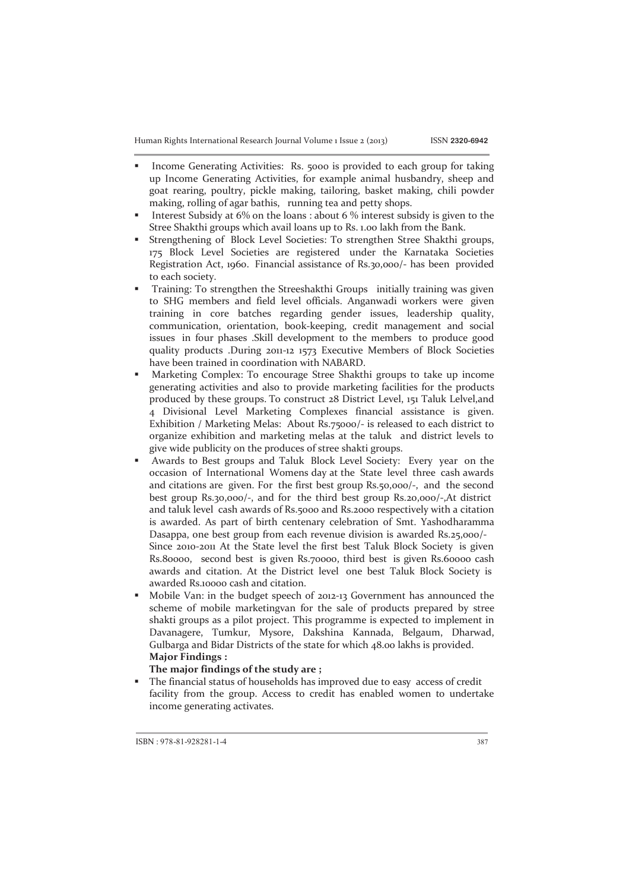- Income Generating Activities: Rs. 5000 is provided to each group for taking up Income Generating Activities, for example animal husbandry, sheep and goat rearing, poultry, pickle making, tailoring, basket making, chili powder making, rolling of agar bathis, running tea and petty shops.
- Interest Subsidy at 6% on the loans : about 6 % interest subsidy is given to the Stree Shakthi groups which avail loans up to Rs. 1.00 lakh from the Bank.
- Strengthening of Block Level Societies: To strengthen Stree Shakthi groups, 175 Block Level Societies are registered under the Karnataka Societies Registration Act, 1960. Financial assistance of Rs.30,000/- has been provided to each society.
- Training: To strengthen the Streeshakthi Groups initially training was given to SHG members and field level officials. Anganwadi workers were given training in core batches regarding gender issues, leadership quality, communication, orientation, book-keeping, credit management and social issues in four phases .Skill development to the members to produce good quality products .During 2011-12 1573 Executive Members of Block Societies have been trained in coordination with NABARD.
- Marketing Complex: To encourage Stree Shakthi groups to take up income generating activities and also to provide marketing facilities for the products produced by these groups. To construct 28 District Level, 151 Taluk Lelvel,and 4 Divisional Level Marketing Complexes financial assistance is given. Exhibition / Marketing Melas: About Rs.75000/- is released to each district to organize exhibition and marketing melas at the taluk and district levels to give wide publicity on the produces of stree shakti groups.
- Awards to Best groups and Taluk Block Level Society: Every year on the occasion of International Womens day at the State level three cash awards and citations are given. For the first best group Rs.50,000/-, and the second best group Rs.30,000/-, and for the third best group Rs.20,000/-,At district and taluk level cash awards of Rs.5000 and Rs.2000 respectively with a citation is awarded. As part of birth centenary celebration of Smt. Yashodharamma Dasappa, one best group from each revenue division is awarded Rs.25,000/- Since 2010-2011 At the State level the first best Taluk Block Society is given Rs.80000, second best is given Rs.70000, third best is given Rs.60000 cash awards and citation. At the District level one best Taluk Block Society is awarded Rs.10000 cash and citation.
- Mobile Van: in the budget speech of 2012-13 Government has announced the scheme of mobile marketingvan for the sale of products prepared by stree shakti groups as a pilot project. This programme is expected to implement in Davanagere, Tumkur, Mysore, Dakshina Kannada, Belgaum, Dharwad, Gulbarga and Bidar Districts of the state for which 48.00 lakhs is provided.

**Major Findings :**

**The major findings of the study are ;**

- The financial status of households has improved due to easy access of credit facility from the group. Access to credit has enabled women to undertake income generating activates.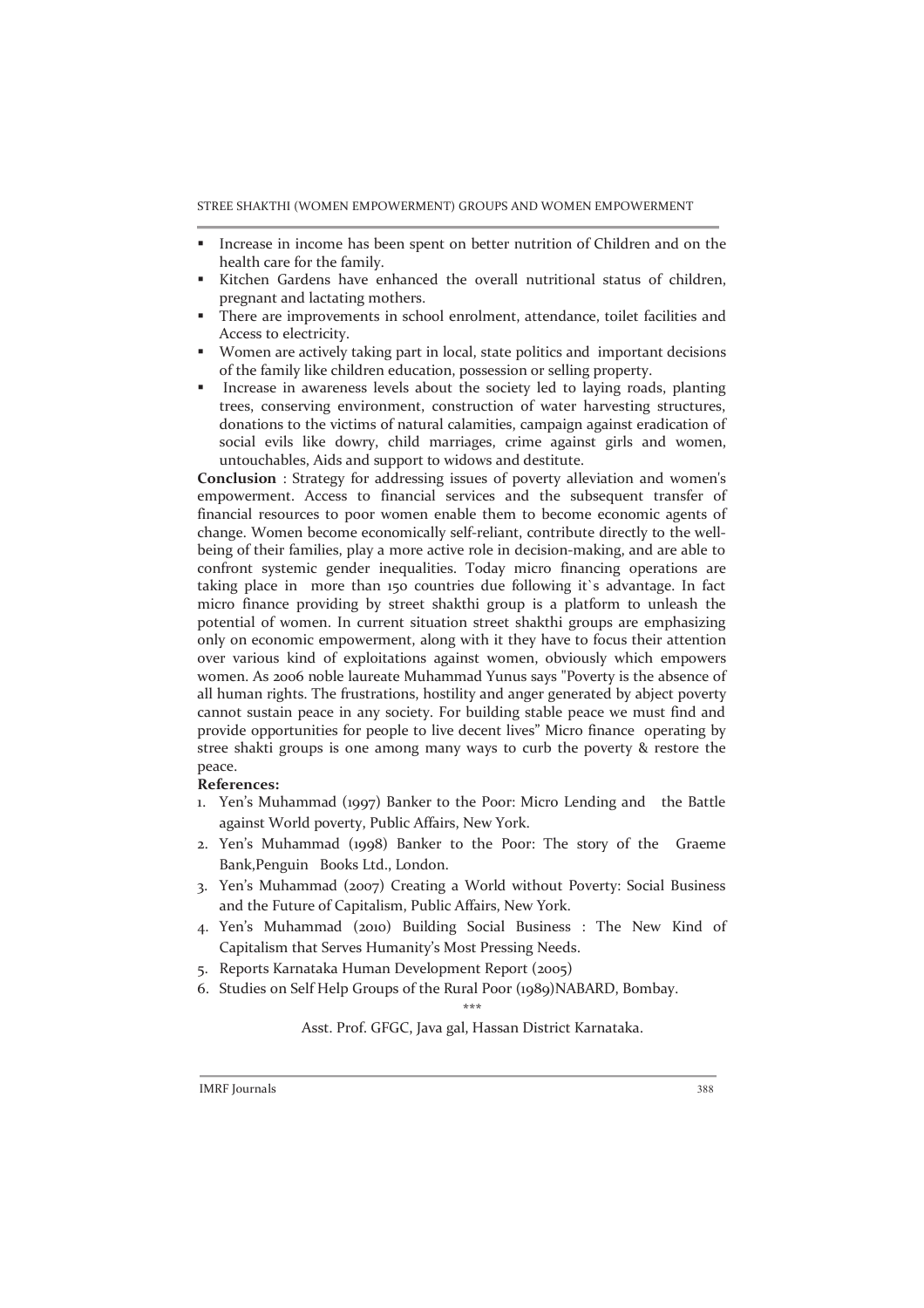- Increase in income has been spent on better nutrition of Children and on the health care for the family.
- Kitchen Gardens have enhanced the overall nutritional status of children, pregnant and lactating mothers.
- There are improvements in school enrolment, attendance, toilet facilities and Access to electricity.
- Women are actively taking part in local, state politics and important decisions of the family like children education, possession or selling property.
- Increase in awareness levels about the society led to laying roads, planting trees, conserving environment, construction of water harvesting structures, donations to the victims of natural calamities, campaign against eradication of social evils like dowry, child marriages, crime against girls and women, untouchables, Aids and support to widows and destitute.

**Conclusion** : Strategy for addressing issues of poverty alleviation and women's empowerment. Access to financial services and the subsequent transfer of financial resources to poor women enable them to become economic agents of change. Women become economically self-reliant, contribute directly to the well-being of their families, play a more active role in decision-making, and are able to confront systemic gender inequalities. Today micro financing operations are taking place in more than 150 countries due following it`s advantage. In fact micro finance providing by street shakthi group is a platform to unleash the potential of women. In current situation street shakthi groups are emphasizing only on economic empowerment, along with it they have to focus their attention over various kind of exploitations against women, obviously which empowers women. As 2006 noble laureate Muhammad Yunus says "Poverty is the absence of all human rights. The frustrations, hostility and anger generated by abject poverty cannot sustain peace in any society. For building stable peace we must find and provide opportunities for people to live decent lives" Micro finance operating by stree shakti groups is one among many ways to curb the poverty & restore the peace.

**References:**

1. Yen's Muhammad (1997) Banker to the Poor: Micro Lending and the Battle against World poverty, Public Affairs, New York.
2. Yen's Muhammad (1998) Banker to the Poor: The story of the Graeme Bank,Penguin Books Ltd., London.
3. Yen's Muhammad (2007) Creating a World without Poverty: Social Business and the Future of Capitalism, Public Affairs, New York.
4. Yen's Muhammad (2010) Building Social Business : The New Kind of Capitalism that Serves Humanity's Most Pressing Needs.
5. Reports Karnataka Human Development Report (2005)
6. Studies on Self Help Groups of the Rural Poor (1989)NABARD, Bombay.

\*\*\*

Asst. Prof. GFGC, Java gal, Hassan District Karnataka.